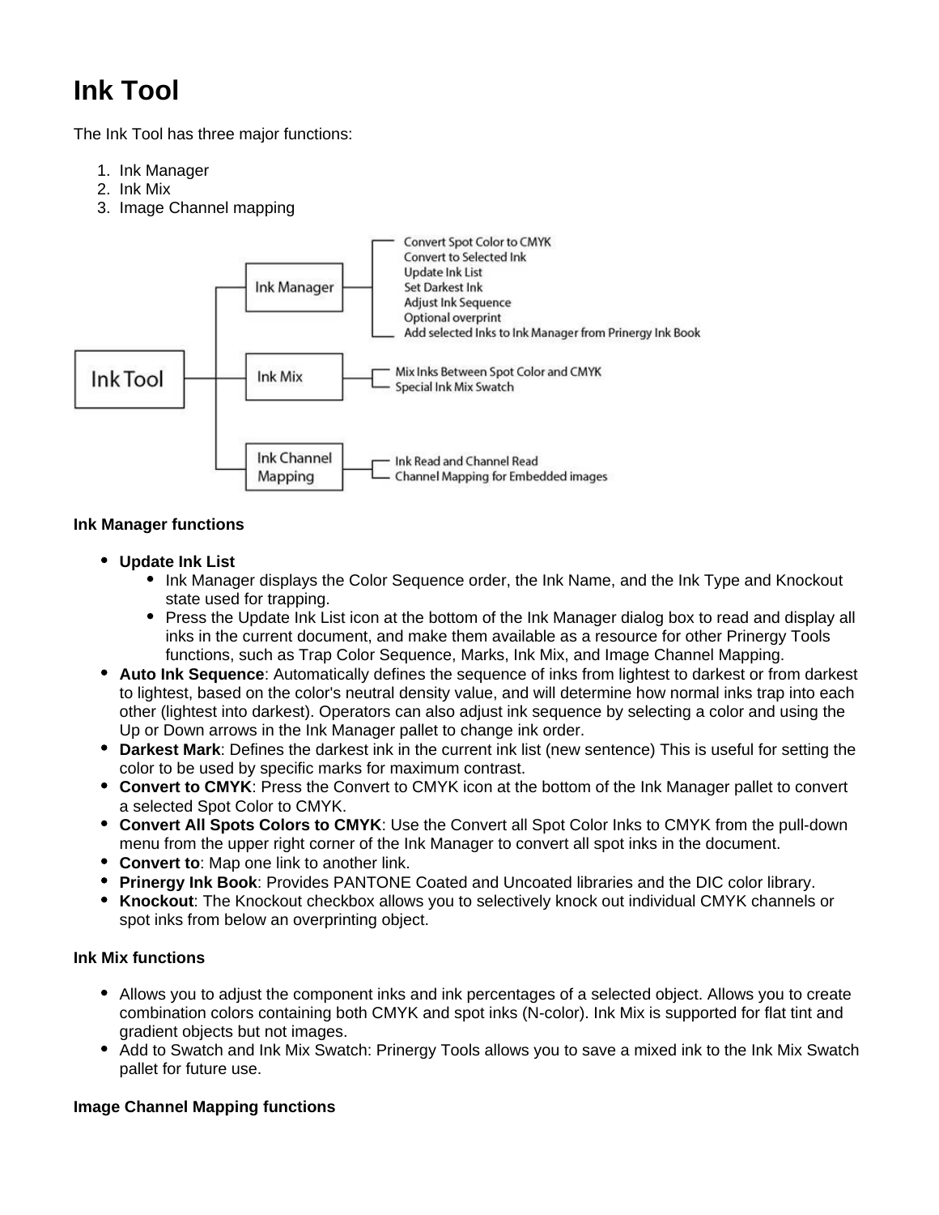# Ink Tool

The Ink Tool has three major functions:

1. Ink Manager
2. Ink Mix
3. Image Channel mapping

- Ink Tool
  - Ink Manager
    - Convert Spot Color to CMYK
    - Convert to Selected Ink
    - Update Ink List
    - Set Darkest Ink
    - Adjust Ink Sequence
    - Optional overprint
    - Add selected Inks to Ink Manager from Prinergy Ink Book
  - Ink Mix
    - Mix Inks Between Spot Color and CMYK
    - Special Ink Mix Swatch
  - Ink Channel Mapping
    - Ink Read and Channel Read
    - Channel Mapping for Embedded images

**Ink Manager functions**

- **Update Ink List**
  - Ink Manager displays the Color Sequence order, the Ink Name, and the Ink Type and Knockout state used for trapping.
  - Press the Update Ink List icon at the bottom of the Ink Manager dialog box to read and display all inks in the current document, and make them available as a resource for other Prinergy Tools functions, such as Trap Color Sequence, Marks, Ink Mix, and Image Channel Mapping.
- **Auto Ink Sequence**: Automatically defines the sequence of inks from lightest to darkest or from darkest to lightest, based on the color's neutral density value, and will determine how normal inks trap into each other (lightest into darkest). Operators can also adjust ink sequence by selecting a color and using the Up or Down arrows in the Ink Manager pallet to change ink order.
- **Darkest Mark**: Defines the darkest ink in the current ink list (new sentence) This is useful for setting the color to be used by specific marks for maximum contrast.
- **Convert to CMYK**: Press the Convert to CMYK icon at the bottom of the Ink Manager pallet to convert a selected Spot Color to CMYK.
- **Convert All Spots Colors to CMYK**: Use the Convert all Spot Color Inks to CMYK from the pull-down menu from the upper right corner of the Ink Manager to convert all spot inks in the document.
- **Convert to**: Map one link to another link.
- **Prinergy Ink Book**: Provides PANTONE Coated and Uncoated libraries and the DIC color library.
- **Knockout**: The Knockout checkbox allows you to selectively knock out individual CMYK channels or spot inks from below an overprinting object.

**Ink Mix functions**

- Allows you to adjust the component inks and ink percentages of a selected object. Allows you to create combination colors containing both CMYK and spot inks (N-color). Ink Mix is supported for flat tint and gradient objects but not images.
- Add to Swatch and Ink Mix Swatch: Prinergy Tools allows you to save a mixed ink to the Ink Mix Swatch pallet for future use.

**Image Channel Mapping functions**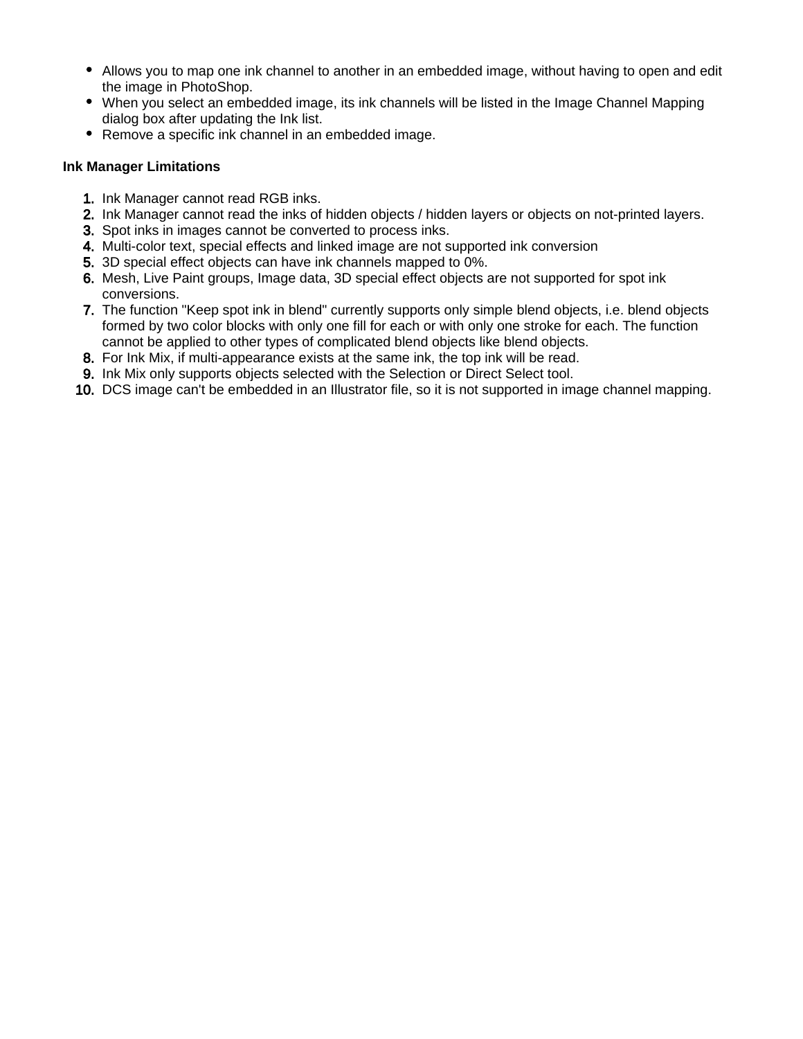- Allows you to map one ink channel to another in an embedded image, without having to open and edit the image in PhotoShop.
- When you select an embedded image, its ink channels will be listed in the Image Channel Mapping dialog box after updating the Ink list.
- Remove a specific ink channel in an embedded image.

**Ink Manager Limitations**

1. Ink Manager cannot read RGB inks.
2. Ink Manager cannot read the inks of hidden objects / hidden layers or objects on not-printed layers.
3. Spot inks in images cannot be converted to process inks.
4. Multi-color text, special effects and linked image are not supported ink conversion
5. 3D special effect objects can have ink channels mapped to 0%.
6. Mesh, Live Paint groups, Image data, 3D special effect objects are not supported for spot ink conversions.
7. The function "Keep spot ink in blend" currently supports only simple blend objects, i.e. blend objects formed by two color blocks with only one fill for each or with only one stroke for each. The function cannot be applied to other types of complicated blend objects like blend objects.
8. For Ink Mix, if multi-appearance exists at the same ink, the top ink will be read.
9. Ink Mix only supports objects selected with the Selection or Direct Select tool.
10. DCS image can't be embedded in an Illustrator file, so it is not supported in image channel mapping.